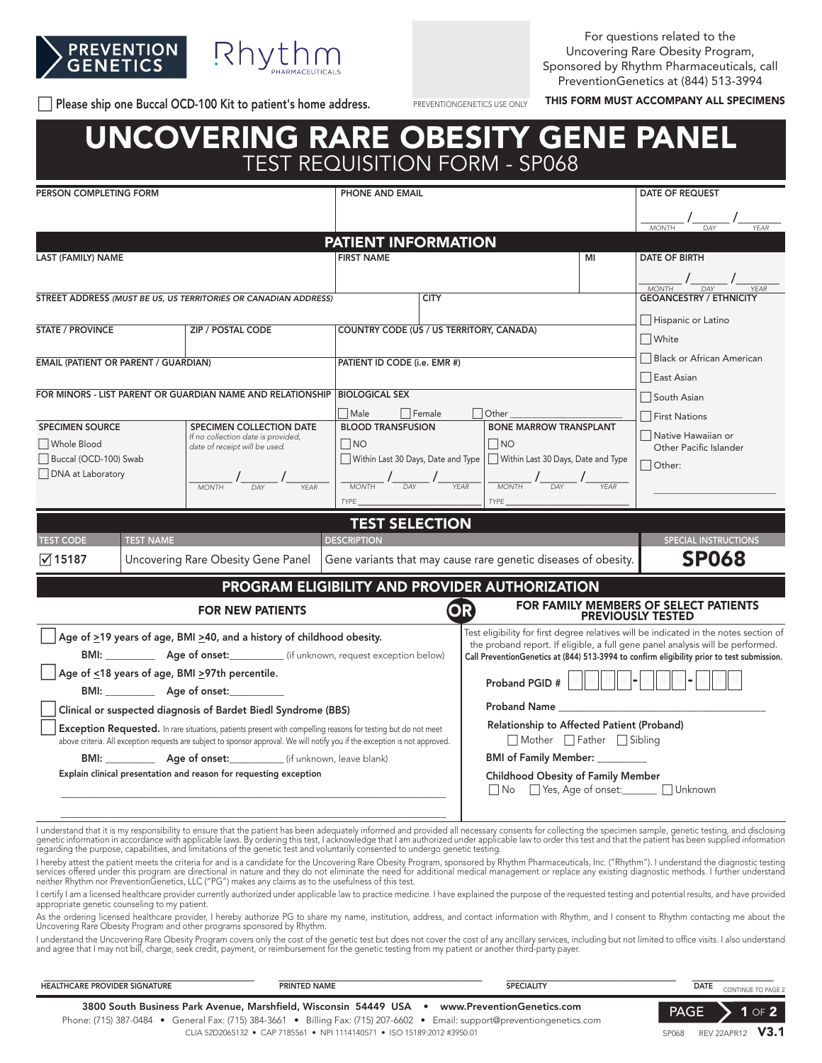PREVENTION GENETICS   Rhythm PHARMACEUTICALS

For questions related to the Uncovering Rare Obesity Program, Sponsored by Rhythm Pharmaceuticals, call PreventionGenetics at (844) 513-3994

☐ Please ship one Buccal OCD-100 Kit to patient's home address.

PREVENTIONGENETICS USE ONLY

**THIS FORM MUST ACCOMPANY ALL SPECIMENS**

# UNCOVERING RARE OBESITY GENE PANEL

## TEST REQUISITION FORM - SP068

| PERSON COMPLETING FORM | PHONE AND EMAIL | DATE OF REQUEST |
|---|---|---|
| | | ____ / ____ / ____ MONTH DAY YEAR |

## PATIENT INFORMATION

| LAST (FAMILY) NAME | | FIRST NAME | | MI | DATE OF BIRTH ____ / ____ / ____ MONTH DAY YEAR |
|---|---|---|---|---|---|
| STREET ADDRESS *(MUST BE US, US TERRITORIES OR CANADIAN ADDRESS)* | | CITY | | | **GEOANCESTRY / ETHNICITY** ☐ Hispanic or Latino ☐ White ☐ Black or African American ☐ East Asian ☐ South Asian ☐ First Nations ☐ Native Hawaiian or Other Pacific Islander ☐ Other: ______ |
| STATE / PROVINCE | ZIP / POSTAL CODE | COUNTRY CODE (US / US TERRITORY, CANADA) | | | |
| EMAIL (PATIENT OR PARENT / GUARDIAN) | | PATIENT ID CODE (i.e. EMR #) | | | |
| FOR MINORS - LIST PARENT OR GUARDIAN NAME AND RELATIONSHIP | | BIOLOGICAL SEX ☐ Male ☐ Female ☐ Other ______ | | | |
| SPECIMEN SOURCE ☐ Whole Blood ☐ Buccal (OCD-100) Swab ☐ DNA at Laboratory | SPECIMEN COLLECTION DATE *If no collection date is provided, date of receipt will be used.* ____ / ____ / ____ MONTH DAY YEAR | BLOOD TRANSFUSION ☐ NO ☐ Within Last 30 Days, Date and Type ____ / ____ / ____ MONTH DAY YEAR TYPE ______ | BONE MARROW TRANSPLANT ☐ NO ☐ Within Last 30 Days, Date and Type ____ / ____ / ____ MONTH DAY YEAR TYPE ______ | | |

## TEST SELECTION

| TEST CODE | TEST NAME | DESCRIPTION | SPECIAL INSTRUCTIONS |
|---|---|---|---|
| ☑ 15187 | Uncovering Rare Obesity Gene Panel | Gene variants that may cause rare genetic diseases of obesity. | **SP068** |

## PROGRAM ELIGIBILITY AND PROVIDER AUTHORIZATION

### FOR NEW PATIENTS

☐ Age of ≥19 years of age, BMI ≥40, and a history of childhood obesity.
BMI: ________ Age of onset:________ (if unknown, request exception below)

☐ Age of ≤18 years of age, BMI ≥97th percentile.
BMI: ________ Age of onset:________

☐ Clinical or suspected diagnosis of Bardet Biedl Syndrome (BBS)

☐ **Exception Requested.** In rare situations, patients present with compelling reasons for testing but do not meet above criteria. All exception requests are subject to sponsor approval. We will notify you if the exception is not approved.
BMI: ________ Age of onset:________ (if unknown, leave blank)
Explain clinical presentation and reason for requesting exception
________________________________________

**OR**

### FOR FAMILY MEMBERS OF SELECT PATIENTS PREVIOUSLY TESTED

Test eligibility for first degree relatives will be indicated in the notes section of the proband report. If eligible, a full gene panel analysis will be performed.
Call PreventionGenetics at (844) 513-3994 to confirm eligibility prior to test submission.

Proband PGID # ____-____-____

Proband Name ________________________

Relationship to Affected Patient (Proband)
☐ Mother ☐ Father ☐ Sibling

BMI of Family Member: ________

Childhood Obesity of Family Member
☐ No ☐ Yes, Age of onset:______ ☐ Unknown

I understand that it is my responsibility to ensure that the patient has been adequately informed and provided all necessary consents for collecting the specimen sample, genetic testing, and disclosing genetic information in accordance with applicable laws. By ordering this test, I acknowledge that I am authorized under applicable law to order this test and that the patient has been supplied information regarding the purpose, capabilities, and limitations of the genetic test and voluntarily consented to undergo genetic testing.

I hereby attest the patient meets the criteria for and is a candidate for the Uncovering Rare Obesity Program, sponsored by Rhythm Pharmaceuticals, Inc. ("Rhythm"). I understand the diagnostic testing services offered under this program are directional in nature and they do not eliminate the need for additional medical management or replace any existing diagnostic methods. I further understand neither Rhythm nor PreventionGenetics, LLC ("PG") makes any claims as to the usefulness of this test.

I certify I am a licensed healthcare provider currently authorized under applicable law to practice medicine. I have explained the purpose of the requested testing and potential results, and have provided appropriate genetic counseling to my patient.

As the ordering licensed healthcare provider, I hereby authorize PG to share my name, institution, address, and contact information with Rhythm, and I consent to Rhythm contacting me about the Uncovering Rare Obesity Program and other programs sponsored by Rhythm.

I understand the Uncovering Rare Obesity Program covers only the cost of the genetic test but does not cover the cost of any ancillary services, including but not limited to office visits. I also understand and agree that I may not bill, charge, seek credit, payment, or reimbursement for the genetic testing from my patient or another third-party payer.

| HEALTHCARE PROVIDER SIGNATURE | PRINTED NAME | SPECIALITY | DATE |
|---|---|---|---|
| | | | |

CONTINUE TO PAGE 2

3800 South Business Park Avenue, Marshfield, Wisconsin 54449 USA • www.PreventionGenetics.com
Phone: (715) 387-0484 • General Fax: (715) 384-3661 • Billing Fax: (715) 207-6602 • Email: support@preventiongenetics.com
CLIA 52D2065132 • CAP 7185561 • NPI 1114140571 • ISO 15189:2012 #3950.01

SP068 REV 22APR12 V3.1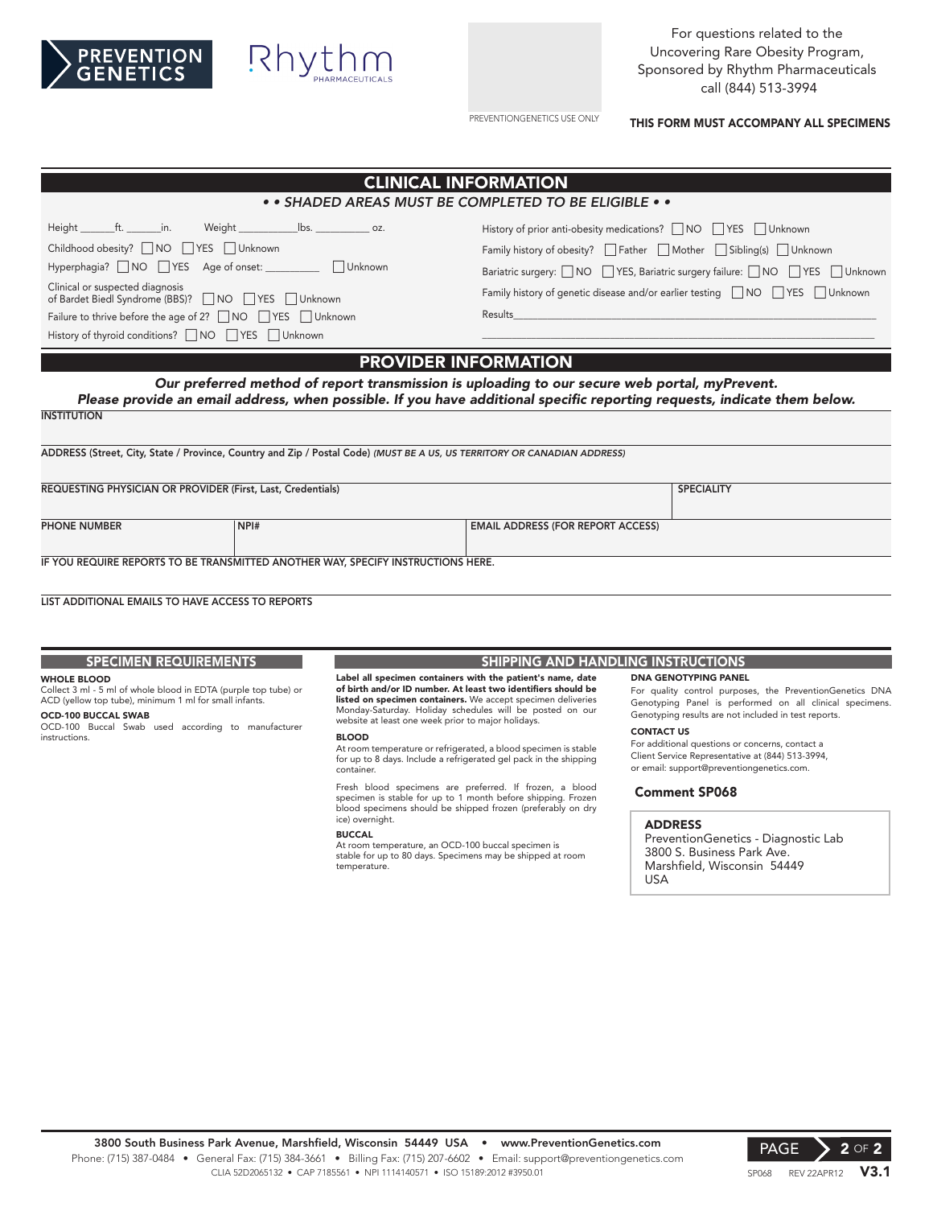PREVENTION GENETICS

Rhythm PHARMACEUTICALS

PREVENTIONGENETICS USE ONLY

For questions related to the Uncovering Rare Obesity Program, Sponsored by Rhythm Pharmaceuticals call (844) 513-3994

**THIS FORM MUST ACCOMPANY ALL SPECIMENS**

## CLINICAL INFORMATION

*• • SHADED AREAS MUST BE COMPLETED TO BE ELIGIBLE • •*

Height _______ft. _______in. Weight ___________lbs. __________ oz.

Childhood obesity? ☐ NO ☐ YES ☐ Unknown

Hyperphagia? ☐ NO ☐ YES Age of onset: __________ ☐ Unknown

Clinical or suspected diagnosis of Bardet Biedl Syndrome (BBS)? ☐ NO ☐ YES ☐ Unknown

Failure to thrive before the age of 2? ☐ NO ☐ YES ☐ Unknown

History of thyroid conditions? ☐ NO ☐ YES ☐ Unknown

History of prior anti-obesity medications? ☐ NO ☐ YES ☐ Unknown

Family history of obesity? ☐ Father ☐ Mother ☐ Sibling(s) ☐ Unknown

Bariatric surgery: ☐ NO ☐ YES, Bariatric surgery failure: ☐ NO ☐ YES ☐ Unknown

Family history of genetic disease and/or earlier testing ☐ NO ☐ YES ☐ Unknown

Results_______________________________________________________________

## PROVIDER INFORMATION

***Our preferred method of report transmission is uploading to our secure web portal, myPrevent.***
***Please provide an email address, when possible. If you have additional specific reporting requests, indicate them below.***

**INSTITUTION**

**ADDRESS (Street, City, State / Province, Country and Zip / Postal Code)** *(MUST BE A US, US TERRITORY OR CANADIAN ADDRESS)*

| REQUESTING PHYSICIAN OR PROVIDER (First, Last, Credentials) | | SPECIALITY |
|---|---|---|
| | | |

| PHONE NUMBER | NPI# | EMAIL ADDRESS (FOR REPORT ACCESS) |
|---|---|---|
| | | |

**IF YOU REQUIRE REPORTS TO BE TRANSMITTED ANOTHER WAY, SPECIFY INSTRUCTIONS HERE.**

**LIST ADDITIONAL EMAILS TO HAVE ACCESS TO REPORTS**

## SPECIMEN REQUIREMENTS

**WHOLE BLOOD**
Collect 3 ml - 5 ml of whole blood in EDTA (purple top tube) or ACD (yellow top tube), minimum 1 ml for small infants.

**OCD-100 BUCCAL SWAB**
OCD-100 Buccal Swab used according to manufacturer instructions.

## SHIPPING AND HANDLING INSTRUCTIONS

**Label all specimen containers with the patient's name, date of birth and/or ID number. At least two identifiers should be listed on specimen containers.** We accept specimen deliveries Monday-Saturday. Holiday schedules will be posted on our website at least one week prior to major holidays.

**BLOOD**
At room temperature or refrigerated, a blood specimen is stable for up to 8 days. Include a refrigerated gel pack in the shipping container.

Fresh blood specimens are preferred. If frozen, a blood specimen is stable for up to 1 month before shipping. Frozen blood specimens should be shipped frozen (preferably on dry ice) overnight.

**BUCCAL**
At room temperature, an OCD-100 buccal specimen is stable for up to 80 days. Specimens may be shipped at room temperature.

**DNA GENOTYPING PANEL**
For quality control purposes, the PreventionGenetics DNA Genotyping Panel is performed on all clinical specimens. Genotyping results are not included in test reports.

**CONTACT US**
For additional questions or concerns, contact a Client Service Representative at (844) 513-3994, or email: support@preventiongenetics.com.

**Comment SP068**

**ADDRESS**
PreventionGenetics - Diagnostic Lab
3800 S. Business Park Ave.
Marshfield, Wisconsin 54449
USA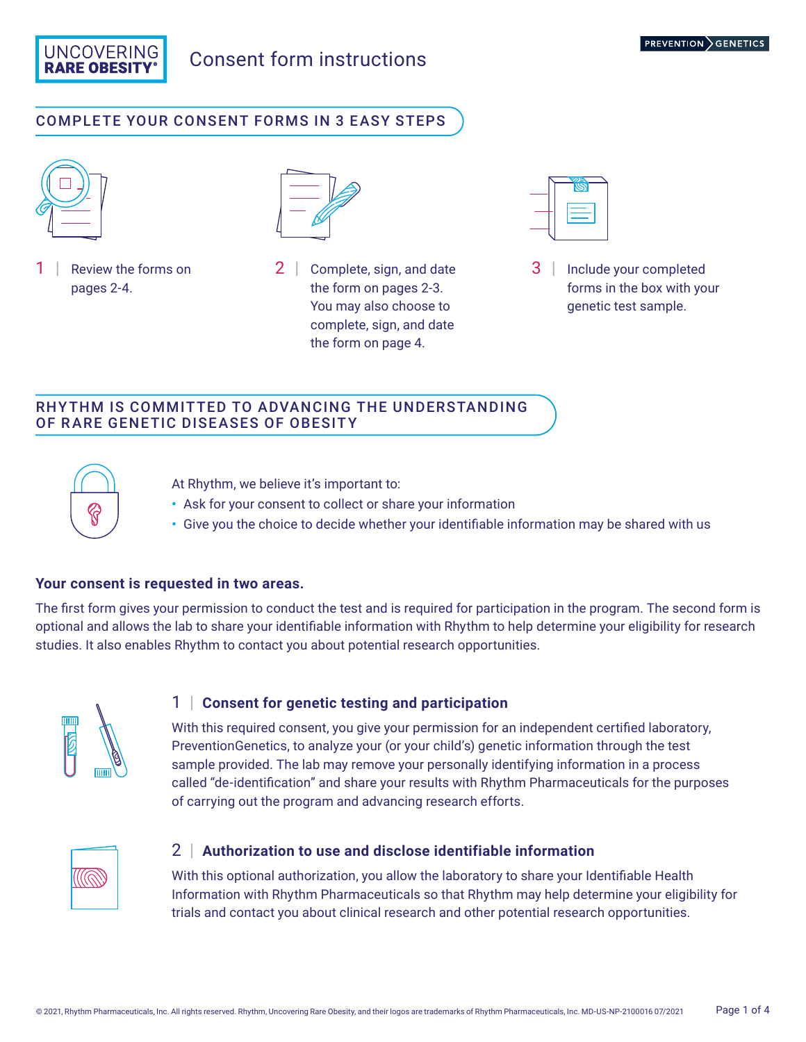# Consent form instructions

UNCOVERING RARE OBESITY®

PREVENTION GENETICS

## COMPLETE YOUR CONSENT FORMS IN 3 EASY STEPS

1 | Review the forms on pages 2-4.

2 | Complete, sign, and date the form on pages 2-3. You may also choose to complete, sign, and date the form on page 4.

3 | Include your completed forms in the box with your genetic test sample.

## RHYTHM IS COMMITTED TO ADVANCING THE UNDERSTANDING OF RARE GENETIC DISEASES OF OBESITY

At Rhythm, we believe it's important to:

- Ask for your consent to collect or share your information
- Give you the choice to decide whether your identifiable information may be shared with us

**Your consent is requested in two areas.**

The first form gives your permission to conduct the test and is required for participation in the program. The second form is optional and allows the lab to share your identifiable information with Rhythm to help determine your eligibility for research studies. It also enables Rhythm to contact you about potential research opportunities.

### 1 | Consent for genetic testing and participation

With this required consent, you give your permission for an independent certified laboratory, PreventionGenetics, to analyze your (or your child's) genetic information through the test sample provided. The lab may remove your personally identifying information in a process called "de-identification" and share your results with Rhythm Pharmaceuticals for the purposes of carrying out the program and advancing research efforts.

### 2 | Authorization to use and disclose identifiable information

With this optional authorization, you allow the laboratory to share your Identifiable Health Information with Rhythm Pharmaceuticals so that Rhythm may help determine your eligibility for trials and contact you about clinical research and other potential research opportunities.

© 2021, Rhythm Pharmaceuticals, Inc. All rights reserved. Rhythm, Uncovering Rare Obesity, and their logos are trademarks of Rhythm Pharmaceuticals, Inc. MD-US-NP-2100016 07/2021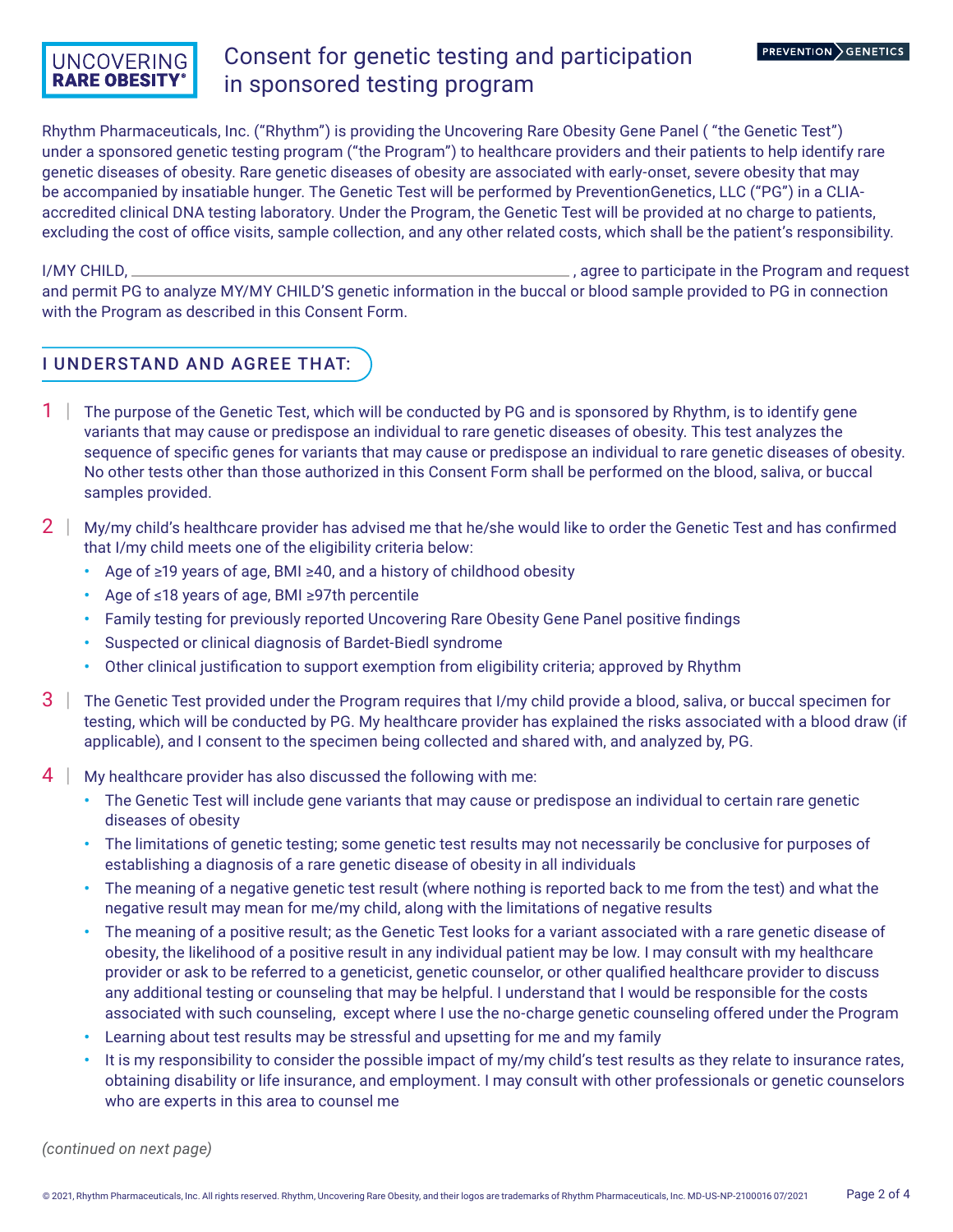# Consent for genetic testing and participation in sponsored testing program

Rhythm Pharmaceuticals, Inc. ("Rhythm") is providing the Uncovering Rare Obesity Gene Panel ( "the Genetic Test") under a sponsored genetic testing program ("the Program") to healthcare providers and their patients to help identify rare genetic diseases of obesity. Rare genetic diseases of obesity are associated with early-onset, severe obesity that may be accompanied by insatiable hunger. The Genetic Test will be performed by PreventionGenetics, LLC ("PG") in a CLIA-accredited clinical DNA testing laboratory. Under the Program, the Genetic Test will be provided at no charge to patients, excluding the cost of office visits, sample collection, and any other related costs, which shall be the patient's responsibility.

I/MY CHILD, ______________________________, agree to participate in the Program and request and permit PG to analyze MY/MY CHILD'S genetic information in the buccal or blood sample provided to PG in connection with the Program as described in this Consent Form.

## I UNDERSTAND AND AGREE THAT:

1 | The purpose of the Genetic Test, which will be conducted by PG and is sponsored by Rhythm, is to identify gene variants that may cause or predispose an individual to rare genetic diseases of obesity. This test analyzes the sequence of specific genes for variants that may cause or predispose an individual to rare genetic diseases of obesity. No other tests other than those authorized in this Consent Form shall be performed on the blood, saliva, or buccal samples provided.

2 | My/my child's healthcare provider has advised me that he/she would like to order the Genetic Test and has confirmed that I/my child meets one of the eligibility criteria below:

- Age of ≥19 years of age, BMI ≥40, and a history of childhood obesity
- Age of ≤18 years of age, BMI ≥97th percentile
- Family testing for previously reported Uncovering Rare Obesity Gene Panel positive findings
- Suspected or clinical diagnosis of Bardet-Biedl syndrome
- Other clinical justification to support exemption from eligibility criteria; approved by Rhythm

3 | The Genetic Test provided under the Program requires that I/my child provide a blood, saliva, or buccal specimen for testing, which will be conducted by PG. My healthcare provider has explained the risks associated with a blood draw (if applicable), and I consent to the specimen being collected and shared with, and analyzed by, PG.

4 | My healthcare provider has also discussed the following with me:

- The Genetic Test will include gene variants that may cause or predispose an individual to certain rare genetic diseases of obesity
- The limitations of genetic testing; some genetic test results may not necessarily be conclusive for purposes of establishing a diagnosis of a rare genetic disease of obesity in all individuals
- The meaning of a negative genetic test result (where nothing is reported back to me from the test) and what the negative result may mean for me/my child, along with the limitations of negative results
- The meaning of a positive result; as the Genetic Test looks for a variant associated with a rare genetic disease of obesity, the likelihood of a positive result in any individual patient may be low. I may consult with my healthcare provider or ask to be referred to a geneticist, genetic counselor, or other qualified healthcare provider to discuss any additional testing or counseling that may be helpful. I understand that I would be responsible for the costs associated with such counseling, except where I use the no-charge genetic counseling offered under the Program
- Learning about test results may be stressful and upsetting for me and my family
- It is my responsibility to consider the possible impact of my/my child's test results as they relate to insurance rates, obtaining disability or life insurance, and employment. I may consult with other professionals or genetic counselors who are experts in this area to counsel me

*(continued on next page)*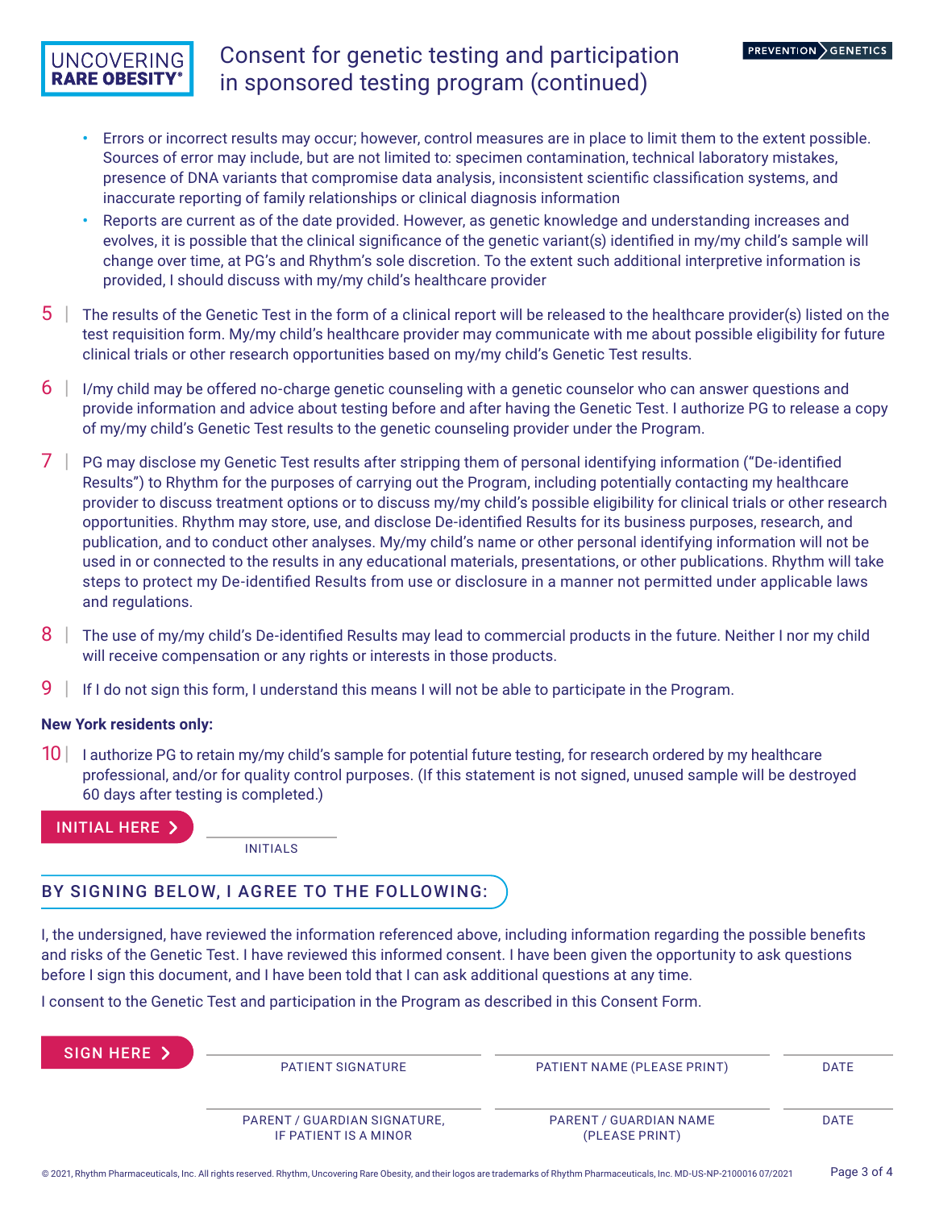# Consent for genetic testing and participation in sponsored testing program (continued)

- Errors or incorrect results may occur; however, control measures are in place to limit them to the extent possible. Sources of error may include, but are not limited to: specimen contamination, technical laboratory mistakes, presence of DNA variants that compromise data analysis, inconsistent scientific classification systems, and inaccurate reporting of family relationships or clinical diagnosis information
- Reports are current as of the date provided. However, as genetic knowledge and understanding increases and evolves, it is possible that the clinical significance of the genetic variant(s) identified in my/my child's sample will change over time, at PG's and Rhythm's sole discretion. To the extent such additional interpretive information is provided, I should discuss with my/my child's healthcare provider

5 | The results of the Genetic Test in the form of a clinical report will be released to the healthcare provider(s) listed on the test requisition form. My/my child's healthcare provider may communicate with me about possible eligibility for future clinical trials or other research opportunities based on my/my child's Genetic Test results.

6 | I/my child may be offered no-charge genetic counseling with a genetic counselor who can answer questions and provide information and advice about testing before and after having the Genetic Test. I authorize PG to release a copy of my/my child's Genetic Test results to the genetic counseling provider under the Program.

7 | PG may disclose my Genetic Test results after stripping them of personal identifying information ("De-identified Results") to Rhythm for the purposes of carrying out the Program, including potentially contacting my healthcare provider to discuss treatment options or to discuss my/my child's possible eligibility for clinical trials or other research opportunities. Rhythm may store, use, and disclose De-identified Results for its business purposes, research, and publication, and to conduct other analyses. My/my child's name or other personal identifying information will not be used in or connected to the results in any educational materials, presentations, or other publications. Rhythm will take steps to protect my De-identified Results from use or disclosure in a manner not permitted under applicable laws and regulations.

8 | The use of my/my child's De-identified Results may lead to commercial products in the future. Neither I nor my child will receive compensation or any rights or interests in those products.

9 | If I do not sign this form, I understand this means I will not be able to participate in the Program.

**New York residents only:**

10 | I authorize PG to retain my/my child's sample for potential future testing, for research ordered by my healthcare professional, and/or for quality control purposes. (If this statement is not signed, unused sample will be destroyed 60 days after testing is completed.)

INITIAL HERE > ____________ INITIALS

## BY SIGNING BELOW, I AGREE TO THE FOLLOWING:

I, the undersigned, have reviewed the information referenced above, including information regarding the possible benefits and risks of the Genetic Test. I have reviewed this informed consent. I have been given the opportunity to ask questions before I sign this document, and I have been told that I can ask additional questions at any time.

I consent to the Genetic Test and participation in the Program as described in this Consent Form.

SIGN HERE >

| PATIENT SIGNATURE | PATIENT NAME (PLEASE PRINT) | DATE |
|---|---|---|
| PARENT / GUARDIAN SIGNATURE, IF PATIENT IS A MINOR | PARENT / GUARDIAN NAME (PLEASE PRINT) | DATE |

© 2021, Rhythm Pharmaceuticals, Inc. All rights reserved. Rhythm, Uncovering Rare Obesity, and their logos are trademarks of Rhythm Pharmaceuticals, Inc. MD-US-NP-2100016 07/2021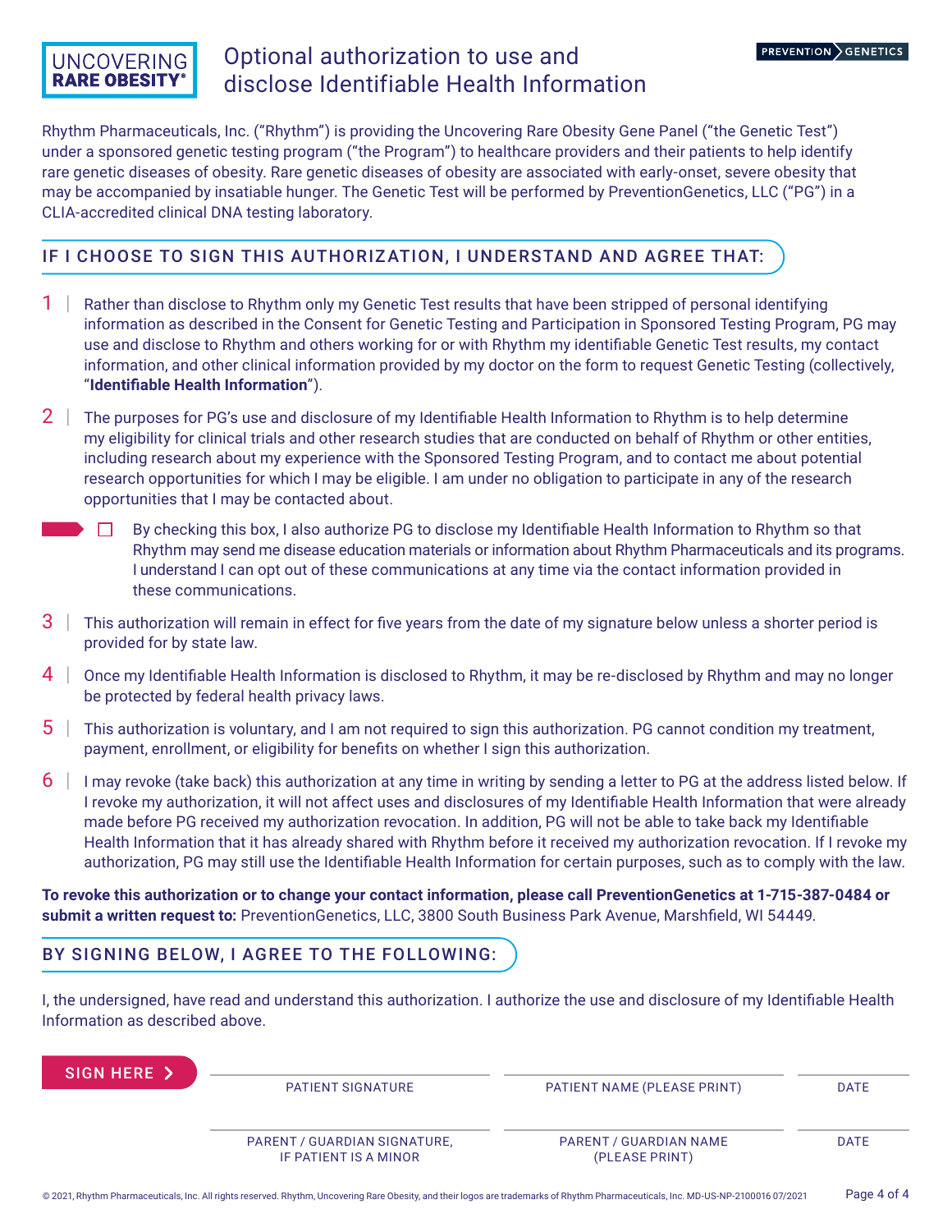UNCOVERING RARE OBESITY®

# Optional authorization to use and disclose Identifiable Health Information

PREVENTION GENETICS

Rhythm Pharmaceuticals, Inc. ("Rhythm") is providing the Uncovering Rare Obesity Gene Panel ("the Genetic Test") under a sponsored genetic testing program ("the Program") to healthcare providers and their patients to help identify rare genetic diseases of obesity. Rare genetic diseases of obesity are associated with early-onset, severe obesity that may be accompanied by insatiable hunger. The Genetic Test will be performed by PreventionGenetics, LLC ("PG") in a CLIA-accredited clinical DNA testing laboratory.

## IF I CHOOSE TO SIGN THIS AUTHORIZATION, I UNDERSTAND AND AGREE THAT:

1. Rather than disclose to Rhythm only my Genetic Test results that have been stripped of personal identifying information as described in the Consent for Genetic Testing and Participation in Sponsored Testing Program, PG may use and disclose to Rhythm and others working for or with Rhythm my identifiable Genetic Test results, my contact information, and other clinical information provided by my doctor on the form to request Genetic Testing (collectively, "**Identifiable Health Information**").

2. The purposes for PG's use and disclosure of my Identifiable Health Information to Rhythm is to help determine my eligibility for clinical trials and other research studies that are conducted on behalf of Rhythm or other entities, including research about my experience with the Sponsored Testing Program, and to contact me about potential research opportunities for which I may be eligible. I am under no obligation to participate in any of the research opportunities that I may be contacted about.

   ☐ By checking this box, I also authorize PG to disclose my Identifiable Health Information to Rhythm so that Rhythm may send me disease education materials or information about Rhythm Pharmaceuticals and its programs. I understand I can opt out of these communications at any time via the contact information provided in these communications.

3. This authorization will remain in effect for five years from the date of my signature below unless a shorter period is provided for by state law.

4. Once my Identifiable Health Information is disclosed to Rhythm, it may be re-disclosed by Rhythm and may no longer be protected by federal health privacy laws.

5. This authorization is voluntary, and I am not required to sign this authorization. PG cannot condition my treatment, payment, enrollment, or eligibility for benefits on whether I sign this authorization.

6. I may revoke (take back) this authorization at any time in writing by sending a letter to PG at the address listed below. If I revoke my authorization, it will not affect uses and disclosures of my Identifiable Health Information that were already made before PG received my authorization revocation. In addition, PG will not be able to take back my Identifiable Health Information that it has already shared with Rhythm before it received my authorization revocation. If I revoke my authorization, PG may still use the Identifiable Health Information for certain purposes, such as to comply with the law.

**To revoke this authorization or to change your contact information, please call PreventionGenetics at 1-715-387-0484 or submit a written request to:** PreventionGenetics, LLC, 3800 South Business Park Avenue, Marshfield, WI 54449.

## BY SIGNING BELOW, I AGREE TO THE FOLLOWING:

I, the undersigned, have read and understand this authorization. I authorize the use and disclosure of my Identifiable Health Information as described above.

SIGN HERE

| | | | |
|---|---|---|---|
| SIGN HERE | PATIENT SIGNATURE | PATIENT NAME (PLEASE PRINT) | DATE |
| | PARENT / GUARDIAN SIGNATURE, IF PATIENT IS A MINOR | PARENT / GUARDIAN NAME (PLEASE PRINT) | DATE |

© 2021, Rhythm Pharmaceuticals, Inc. All rights reserved. Rhythm, Uncovering Rare Obesity, and their logos are trademarks of Rhythm Pharmaceuticals, Inc. MD-US-NP-2100016 07/2021